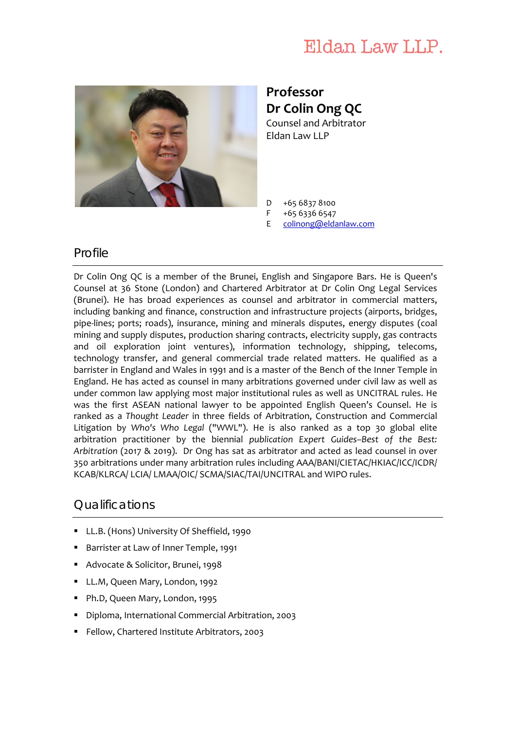Eldan Law LLP.

# Professor Dr Colin Ong QC

Counsel and Arbitrator
Eldan Law LLP

D +65 6837 8100
F +65 6336 6547
E colinong@eldanlaw.com

## Profile

Dr Colin Ong QC is a member of the Brunei, English and Singapore Bars. He is Queen's Counsel at 36 Stone (London) and Chartered Arbitrator at Dr Colin Ong Legal Services (Brunei). He has broad experiences as counsel and arbitrator in commercial matters, including banking and finance, construction and infrastructure projects (airports, bridges, pipe-lines; ports; roads), insurance, mining and minerals disputes, energy disputes (coal mining and supply disputes, production sharing contracts, electricity supply, gas contracts and oil exploration joint ventures), information technology, shipping, telecoms, technology transfer, and general commercial trade related matters. He qualified as a barrister in England and Wales in 1991 and is a master of the Bench of the Inner Temple in England. He has acted as counsel in many arbitrations governed under civil law as well as under common law applying most major institutional rules as well as UNCITRAL rules. He was the first ASEAN national lawyer to be appointed English Queen's Counsel. He is ranked as a *Thought Leader* in three fields of Arbitration, Construction and Commercial Litigation by *Who's Who Legal* ("WWL"). He is also ranked as a top 30 global elite arbitration practitioner by the biennial *publication Expert Guides–Best of the Best: Arbitration* (2017 & 2019). Dr Ong has sat as arbitrator and acted as lead counsel in over 350 arbitrations under many arbitration rules including AAA/BANI/CIETAC/HKIAC/ICC/ICDR/ KCAB/KLRCA/ LCIA/ LMAA/OIC/ SCMA/SIAC/TAI/UNCITRAL and WIPO rules.

## Qualifications

- LL.B. (Hons) University Of Sheffield, 1990
- Barrister at Law of Inner Temple, 1991
- Advocate & Solicitor, Brunei, 1998
- LL.M, Queen Mary, London, 1992
- Ph.D, Queen Mary, London, 1995
- Diploma, International Commercial Arbitration, 2003
- Fellow, Chartered Institute Arbitrators, 2003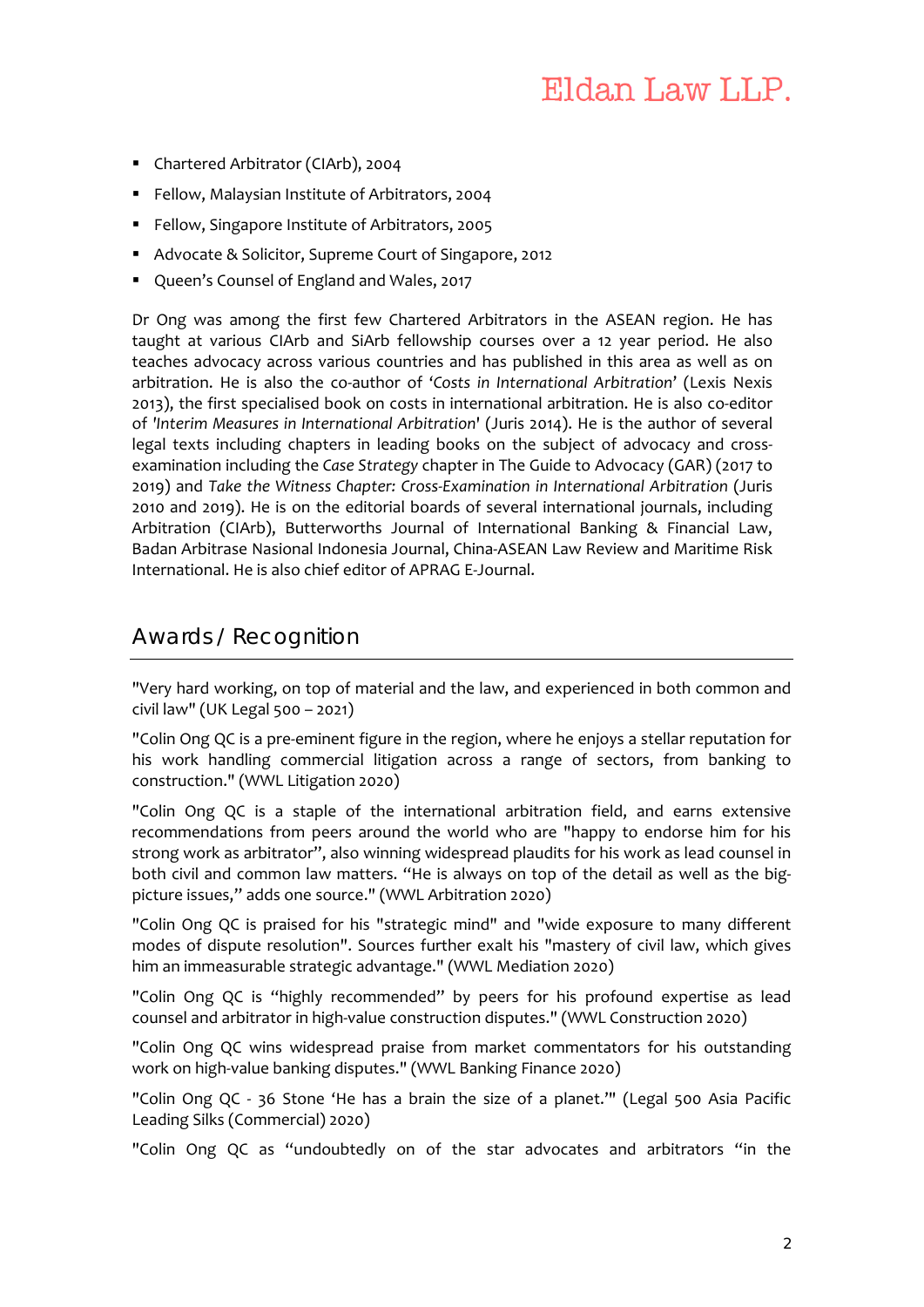- Chartered Arbitrator (CIArb), 2004
- Fellow, Malaysian Institute of Arbitrators, 2004
- Fellow, Singapore Institute of Arbitrators, 2005
- Advocate & Solicitor, Supreme Court of Singapore, 2012
- Queen's Counsel of England and Wales, 2017

Dr Ong was among the first few Chartered Arbitrators in the ASEAN region. He has taught at various CIArb and SiArb fellowship courses over a 12 year period. He also teaches advocacy across various countries and has published in this area as well as on arbitration. He is also the co-author of '*Costs in International Arbitration*' (Lexis Nexis 2013), the first specialised book on costs in international arbitration. He is also co-editor of '*Interim Measures in International Arbitration*' (Juris 2014). He is the author of several legal texts including chapters in leading books on the subject of advocacy and cross-examination including the *Case Strategy* chapter in The Guide to Advocacy (GAR) (2017 to 2019) and *Take the Witness Chapter: Cross-Examination in International Arbitration* (Juris 2010 and 2019). He is on the editorial boards of several international journals, including Arbitration (CIArb), Butterworths Journal of International Banking & Financial Law, Badan Arbitrase Nasional Indonesia Journal, China-ASEAN Law Review and Maritime Risk International. He is also chief editor of APRAG E-Journal.

## Awards / Recognition

"Very hard working, on top of material and the law, and experienced in both common and civil law" (UK Legal 500 – 2021)

"Colin Ong QC is a pre-eminent figure in the region, where he enjoys a stellar reputation for his work handling commercial litigation across a range of sectors, from banking to construction." (WWL Litigation 2020)

"Colin Ong QC is a staple of the international arbitration field, and earns extensive recommendations from peers around the world who are "happy to endorse him for his strong work as arbitrator", also winning widespread plaudits for his work as lead counsel in both civil and common law matters. "He is always on top of the detail as well as the big-picture issues," adds one source." (WWL Arbitration 2020)

"Colin Ong QC is praised for his "strategic mind" and "wide exposure to many different modes of dispute resolution". Sources further exalt his "mastery of civil law, which gives him an immeasurable strategic advantage." (WWL Mediation 2020)

"Colin Ong QC is "highly recommended" by peers for his profound expertise as lead counsel and arbitrator in high-value construction disputes." (WWL Construction 2020)

"Colin Ong QC wins widespread praise from market commentators for his outstanding work on high-value banking disputes." (WWL Banking Finance 2020)

"Colin Ong QC - 36 Stone 'He has a brain the size of a planet.'" (Legal 500 Asia Pacific Leading Silks (Commercial) 2020)

"Colin Ong QC as "undoubtedly on of the star advocates and arbitrators "in the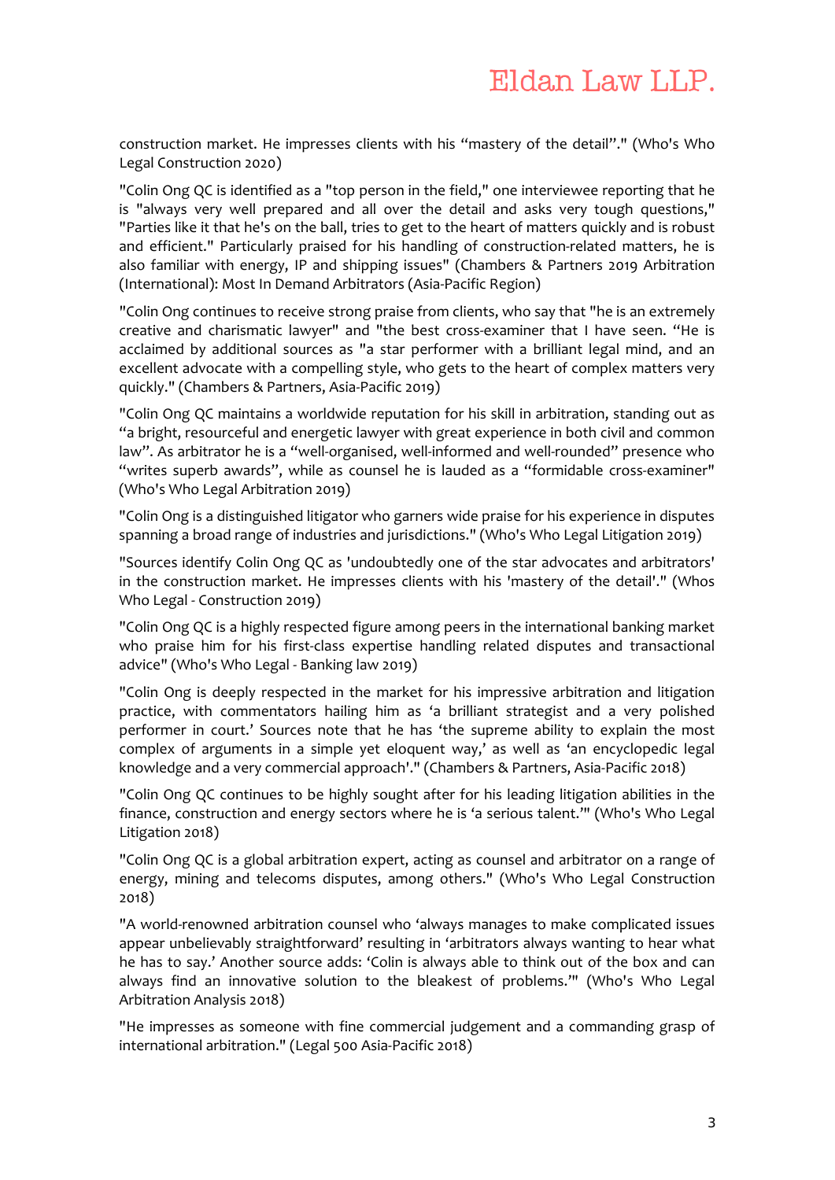construction market. He impresses clients with his “mastery of the detail”." (Who's Who Legal Construction 2020)

"Colin Ong QC is identified as a "top person in the field," one interviewee reporting that he is "always very well prepared and all over the detail and asks very tough questions," "Parties like it that he's on the ball, tries to get to the heart of matters quickly and is robust and efficient." Particularly praised for his handling of construction-related matters, he is also familiar with energy, IP and shipping issues" (Chambers & Partners 2019 Arbitration (International): Most In Demand Arbitrators (Asia-Pacific Region)

"Colin Ong continues to receive strong praise from clients, who say that "he is an extremely creative and charismatic lawyer" and "the best cross-examiner that I have seen. “He is acclaimed by additional sources as "a star performer with a brilliant legal mind, and an excellent advocate with a compelling style, who gets to the heart of complex matters very quickly." (Chambers & Partners, Asia-Pacific 2019)

"Colin Ong QC maintains a worldwide reputation for his skill in arbitration, standing out as “a bright, resourceful and energetic lawyer with great experience in both civil and common law”. As arbitrator he is a “well-organised, well-informed and well-rounded” presence who “writes superb awards”, while as counsel he is lauded as a “formidable cross-examiner" (Who's Who Legal Arbitration 2019)

"Colin Ong is a distinguished litigator who garners wide praise for his experience in disputes spanning a broad range of industries and jurisdictions." (Who's Who Legal Litigation 2019)

"Sources identify Colin Ong QC as 'undoubtedly one of the star advocates and arbitrators' in the construction market. He impresses clients with his 'mastery of the detail'." (Whos Who Legal - Construction 2019)

"Colin Ong QC is a highly respected figure among peers in the international banking market who praise him for his first-class expertise handling related disputes and transactional advice" (Who's Who Legal - Banking law 2019)

"Colin Ong is deeply respected in the market for his impressive arbitration and litigation practice, with commentators hailing him as ‘a brilliant strategist and a very polished performer in court.’ Sources note that he has ‘the supreme ability to explain the most complex of arguments in a simple yet eloquent way,’ as well as ‘an encyclopedic legal knowledge and a very commercial approach'." (Chambers & Partners, Asia-Pacific 2018)

"Colin Ong QC continues to be highly sought after for his leading litigation abilities in the finance, construction and energy sectors where he is ‘a serious talent.’" (Who's Who Legal Litigation 2018)

"Colin Ong QC is a global arbitration expert, acting as counsel and arbitrator on a range of energy, mining and telecoms disputes, among others." (Who's Who Legal Construction 2018)

"A world-renowned arbitration counsel who ‘always manages to make complicated issues appear unbelievably straightforward’ resulting in ‘arbitrators always wanting to hear what he has to say.’ Another source adds: ‘Colin is always able to think out of the box and can always find an innovative solution to the bleakest of problems.’" (Who's Who Legal Arbitration Analysis 2018)

"He impresses as someone with fine commercial judgement and a commanding grasp of international arbitration." (Legal 500 Asia-Pacific 2018)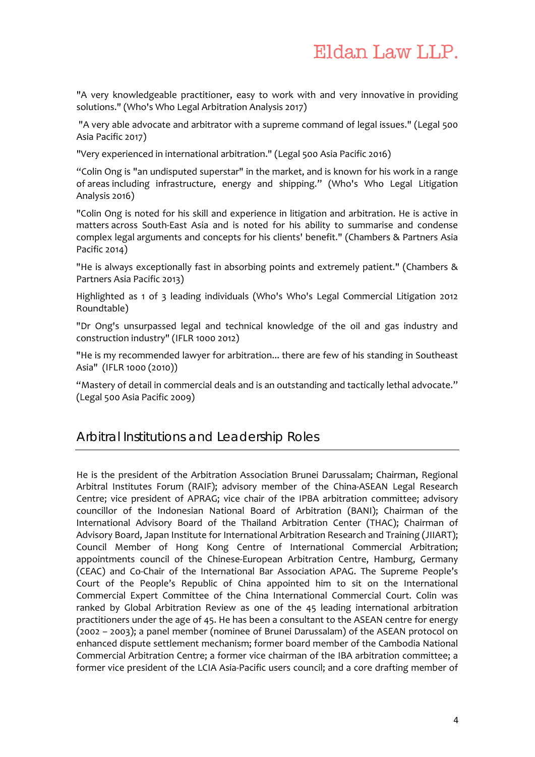"A very knowledgeable practitioner, easy to work with and very innovative in providing solutions." (Who's Who Legal Arbitration Analysis 2017)

"A very able advocate and arbitrator with a supreme command of legal issues." (Legal 500 Asia Pacific 2017)

"Very experienced in international arbitration." (Legal 500 Asia Pacific 2016)

"Colin Ong is "an undisputed superstar" in the market, and is known for his work in a range of areas including infrastructure, energy and shipping." (Who's Who Legal Litigation Analysis 2016)

"Colin Ong is noted for his skill and experience in litigation and arbitration. He is active in matters across South-East Asia and is noted for his ability to summarise and condense complex legal arguments and concepts for his clients' benefit." (Chambers & Partners Asia Pacific 2014)

"He is always exceptionally fast in absorbing points and extremely patient." (Chambers & Partners Asia Pacific 2013)

Highlighted as 1 of 3 leading individuals (Who's Who's Legal Commercial Litigation 2012 Roundtable)

"Dr Ong's unsurpassed legal and technical knowledge of the oil and gas industry and construction industry" (IFLR 1000 2012)

"He is my recommended lawyer for arbitration... there are few of his standing in Southeast Asia" (IFLR 1000 (2010))

"Mastery of detail in commercial deals and is an outstanding and tactically lethal advocate." (Legal 500 Asia Pacific 2009)

## Arbitral Institutions and Leadership Roles

He is the president of the Arbitration Association Brunei Darussalam; Chairman, Regional Arbitral Institutes Forum (RAIF); advisory member of the China-ASEAN Legal Research Centre; vice president of APRAG; vice chair of the IPBA arbitration committee; advisory councillor of the Indonesian National Board of Arbitration (BANI); Chairman of the International Advisory Board of the Thailand Arbitration Center (THAC); Chairman of Advisory Board, Japan Institute for International Arbitration Research and Training (JIIART); Council Member of Hong Kong Centre of International Commercial Arbitration; appointments council of the Chinese-European Arbitration Centre, Hamburg, Germany (CEAC) and Co-Chair of the International Bar Association APAG. The Supreme People's Court of the People's Republic of China appointed him to sit on the International Commercial Expert Committee of the China International Commercial Court. Colin was ranked by Global Arbitration Review as one of the 45 leading international arbitration practitioners under the age of 45. He has been a consultant to the ASEAN centre for energy (2002 – 2003); a panel member (nominee of Brunei Darussalam) of the ASEAN protocol on enhanced dispute settlement mechanism; former board member of the Cambodia National Commercial Arbitration Centre; a former vice chairman of the IBA arbitration committee; a former vice president of the LCIA Asia-Pacific users council; and a core drafting member of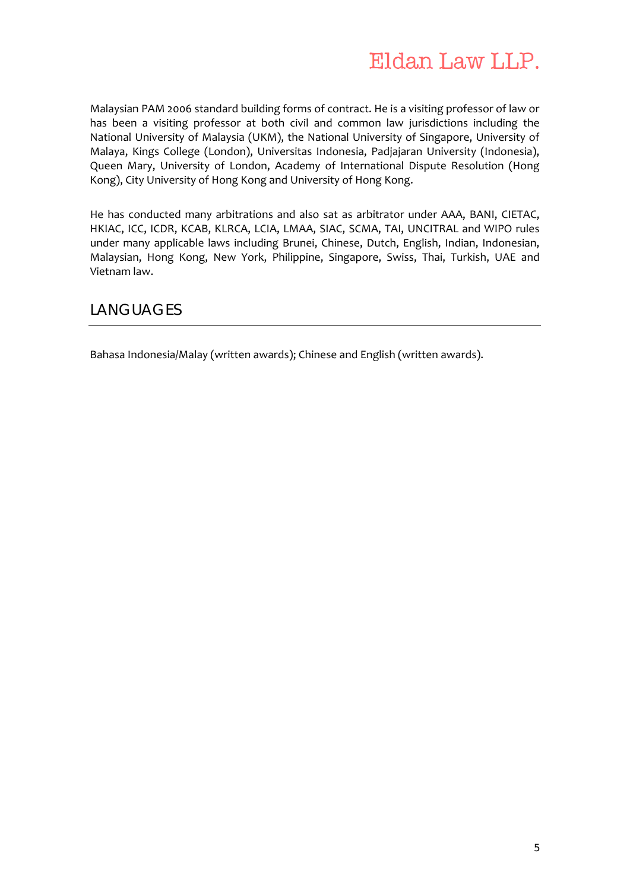Malaysian PAM 2006 standard building forms of contract. He is a visiting professor of law or has been a visiting professor at both civil and common law jurisdictions including the National University of Malaysia (UKM), the National University of Singapore, University of Malaya, Kings College (London), Universitas Indonesia, Padjajaran University (Indonesia), Queen Mary, University of London, Academy of International Dispute Resolution (Hong Kong), City University of Hong Kong and University of Hong Kong.

He has conducted many arbitrations and also sat as arbitrator under AAA, BANI, CIETAC, HKIAC, ICC, ICDR, KCAB, KLRCA, LCIA, LMAA, SIAC, SCMA, TAI, UNCITRAL and WIPO rules under many applicable laws including Brunei, Chinese, Dutch, English, Indian, Indonesian, Malaysian, Hong Kong, New York, Philippine, Singapore, Swiss, Thai, Turkish, UAE and Vietnam law.

## LANGUAGES

Bahasa Indonesia/Malay (written awards); Chinese and English (written awards).